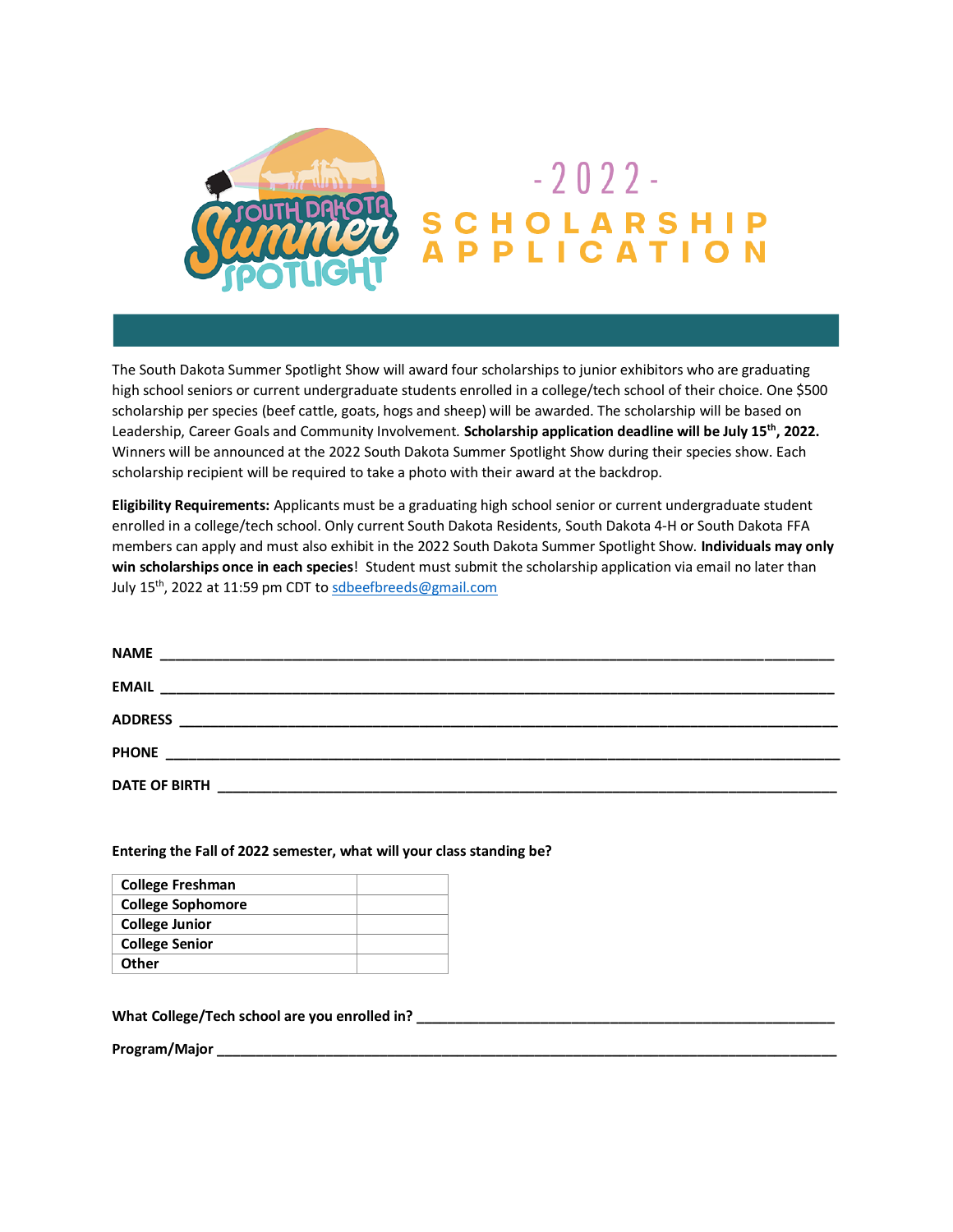# - 2022 -
# SCHOLARSHIP APPLICATION

The South Dakota Summer Spotlight Show will award four scholarships to junior exhibitors who are graduating high school seniors or current undergraduate students enrolled in a college/tech school of their choice. One $500 scholarship per species (beef cattle, goats, hogs and sheep) will be awarded. The scholarship will be based on Leadership, Career Goals and Community Involvement. **Scholarship application deadline will be July 15th, 2022.** Winners will be announced at the 2022 South Dakota Summer Spotlight Show during their species show. Each scholarship recipient will be required to take a photo with their award at the backdrop.

**Eligibility Requirements:** Applicants must be a graduating high school senior or current undergraduate student enrolled in a college/tech school. Only current South Dakota Residents, South Dakota 4-H or South Dakota FFA members can apply and must also exhibit in the 2022 South Dakota Summer Spotlight Show. **Individuals may only win scholarships once in each species**! Student must submit the scholarship application via email no later than July 15th, 2022 at 11:59 pm CDT to sdbeefbreeds@gmail.com

**NAME** ____________________________________________

**EMAIL** ____________________________________________

**ADDRESS** ____________________________________________

**PHONE** ____________________________________________

**DATE OF BIRTH** ____________________________________________

**Entering the Fall of 2022 semester, what will your class standing be?**

| | |
|---|---|
| **College Freshman** | |
| **College Sophomore** | |
| **College Junior** | |
| **College Senior** | |
| **Other** | |

**What College/Tech school are you enrolled in?** ____________________________________________

**Program/Major** ____________________________________________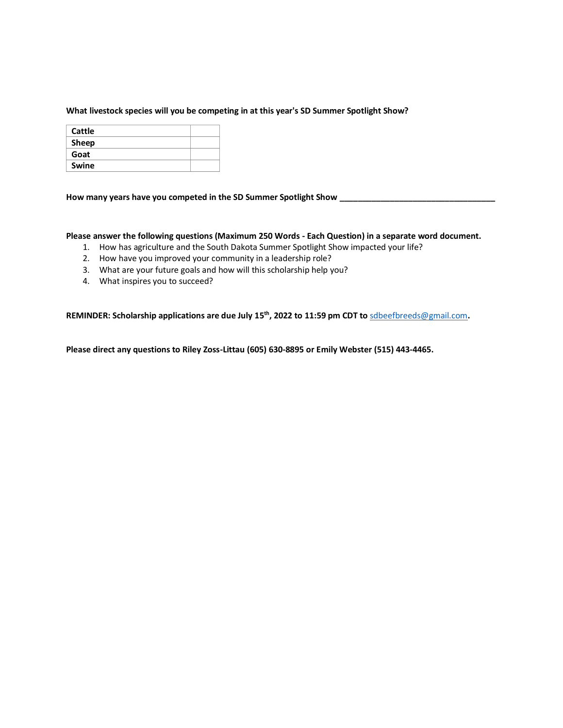**What livestock species will you be competing in at this year's SD Summer Spotlight Show?**

| | |
|---|---|
| **Cattle** | |
| **Sheep** | |
| **Goat** | |
| **Swine** | |

**How many years have you competed in the SD Summer Spotlight Show ________________________________**

**Please answer the following questions (Maximum 250 Words - Each Question) in a separate word document.**

1. How has agriculture and the South Dakota Summer Spotlight Show impacted your life?
2. How have you improved your community in a leadership role?
3. What are your future goals and how will this scholarship help you?
4. What inspires you to succeed?

**REMINDER: Scholarship applications are due July 15th, 2022 to 11:59 pm CDT to** sdbeefbreeds@gmail.com**.**

**Please direct any questions to Riley Zoss-Littau (605) 630-8895 or Emily Webster (515) 443-4465.**